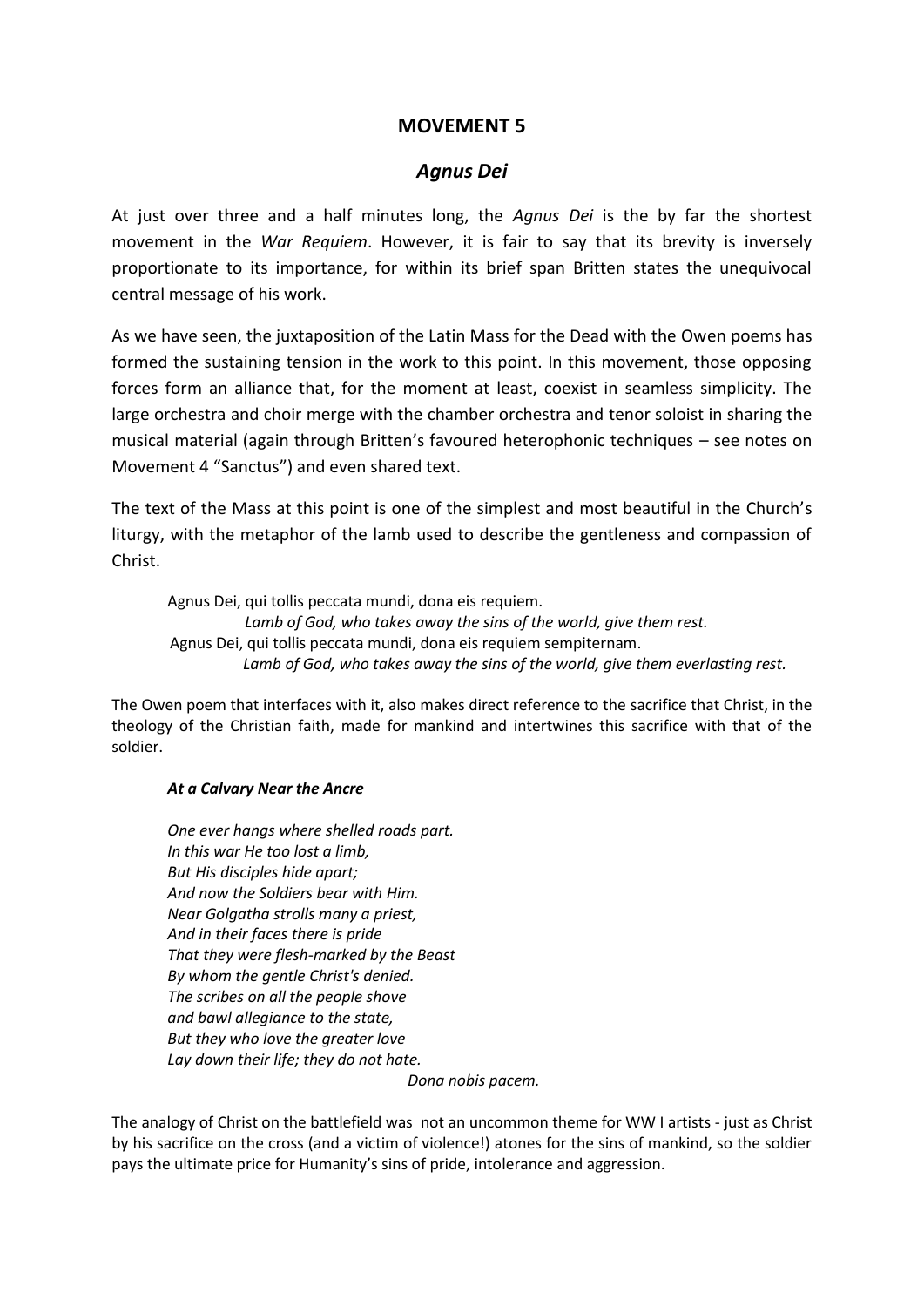# MOVEMENT 5

## *Agnus Dei*

At just over three and a half minutes long, the *Agnus Dei* is the by far the shortest movement in the *War Requiem*. However, it is fair to say that its brevity is inversely proportionate to its importance, for within its brief span Britten states the unequivocal central message of his work.

As we have seen, the juxtaposition of the Latin Mass for the Dead with the Owen poems has formed the sustaining tension in the work to this point. In this movement, those opposing forces form an alliance that, for the moment at least, coexist in seamless simplicity. The large orchestra and choir merge with the chamber orchestra and tenor soloist in sharing the musical material (again through Britten's favoured heterophonic techniques – see notes on Movement 4 "Sanctus") and even shared text.

The text of the Mass at this point is one of the simplest and most beautiful in the Church's liturgy, with the metaphor of the lamb used to describe the gentleness and compassion of Christ.

> Agnus Dei, qui tollis peccata mundi, dona eis requiem.
> *Lamb of God, who takes away the sins of the world, give them rest.*
> Agnus Dei, qui tollis peccata mundi, dona eis requiem sempiternam.
> *Lamb of God, who takes away the sins of the world, give them everlasting rest.*

The Owen poem that interfaces with it, also makes direct reference to the sacrifice that Christ, in the theology of the Christian faith, made for mankind and intertwines this sacrifice with that of the soldier.

> ***At a Calvary Near the Ancre***
>
> *One ever hangs where shelled roads part.*
> *In this war He too lost a limb,*
> *But His disciples hide apart;*
> *And now the Soldiers bear with Him.*
> *Near Golgatha strolls many a priest,*
> *And in their faces there is pride*
> *That they were flesh-marked by the Beast*
> *By whom the gentle Christ's denied.*
> *The scribes on all the people shove*
> *and bawl allegiance to the state,*
> *But they who love the greater love*
> *Lay down their life; they do not hate.*
> *Dona nobis pacem.*

The analogy of Christ on the battlefield was not an uncommon theme for WW I artists - just as Christ by his sacrifice on the cross (and a victim of violence!) atones for the sins of mankind, so the soldier pays the ultimate price for Humanity's sins of pride, intolerance and aggression.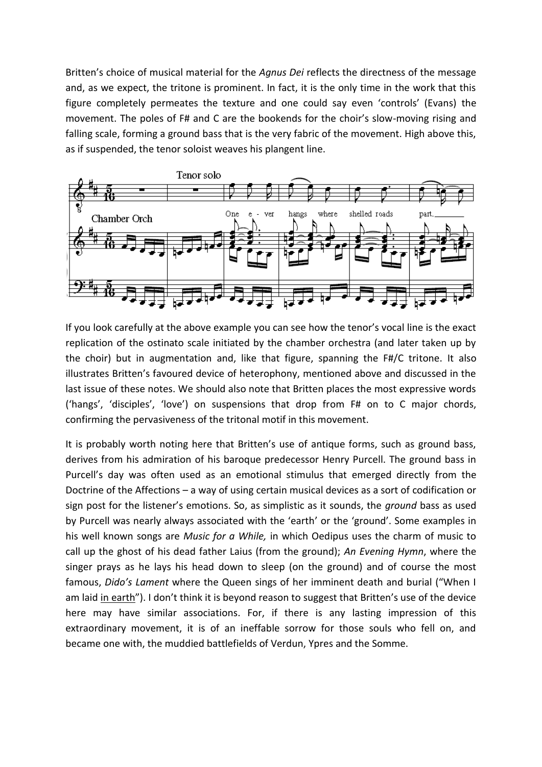Britten's choice of musical material for the *Agnus Dei* reflects the directness of the message and, as we expect, the tritone is prominent. In fact, it is the only time in the work that this figure completely permeates the texture and one could say even 'controls' (Evans) the movement. The poles of F# and C are the bookends for the choir's slow-moving rising and falling scale, forming a ground bass that is the very fabric of the movement. High above this, as if suspended, the tenor soloist weaves his plangent line.

If you look carefully at the above example you can see how the tenor's vocal line is the exact replication of the ostinato scale initiated by the chamber orchestra (and later taken up by the choir) but in augmentation and, like that figure, spanning the F#/C tritone. It also illustrates Britten's favoured device of heterophony, mentioned above and discussed in the last issue of these notes. We should also note that Britten places the most expressive words ('hangs', 'disciples', 'love') on suspensions that drop from F# on to C major chords, confirming the pervasiveness of the tritonal motif in this movement.

It is probably worth noting here that Britten's use of antique forms, such as ground bass, derives from his admiration of his baroque predecessor Henry Purcell. The ground bass in Purcell's day was often used as an emotional stimulus that emerged directly from the Doctrine of the Affections – a way of using certain musical devices as a sort of codification or sign post for the listener's emotions. So, as simplistic as it sounds, the *ground* bass as used by Purcell was nearly always associated with the 'earth' or the 'ground'. Some examples in his well known songs are *Music for a While,* in which Oedipus uses the charm of music to call up the ghost of his dead father Laius (from the ground); *An Evening Hymn*, where the singer prays as he lays his head down to sleep (on the ground) and of course the most famous, *Dido's Lament* where the Queen sings of her imminent death and burial ("When I am laid <u>in earth</u>"). I don't think it is beyond reason to suggest that Britten's use of the device here may have similar associations. For, if there is any lasting impression of this extraordinary movement, it is of an ineffable sorrow for those souls who fell on, and became one with, the muddied battlefields of Verdun, Ypres and the Somme.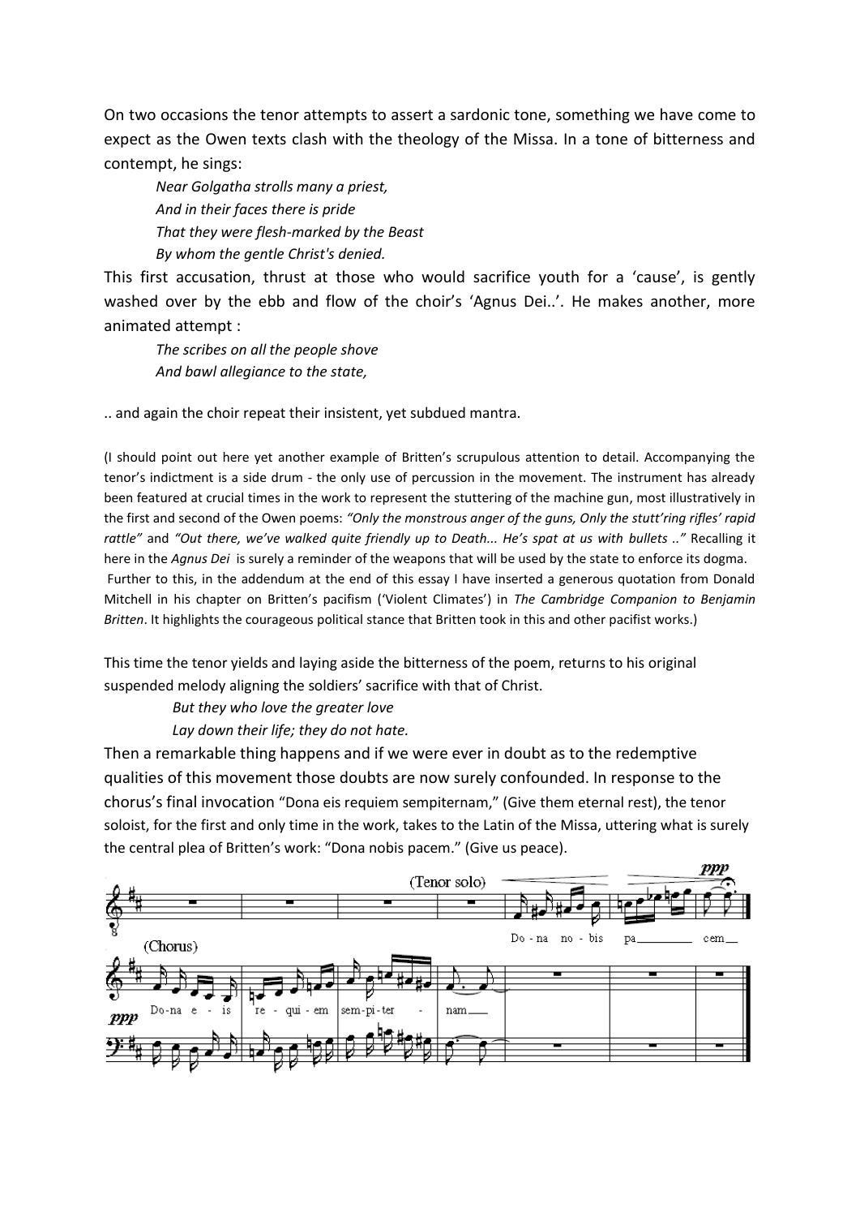On two occasions the tenor attempts to assert a sardonic tone, something we have come to expect as the Owen texts clash with the theology of the Missa. In a tone of bitterness and contempt, he sings:

> *Near Golgatha strolls many a priest,*
> *And in their faces there is pride*
> *That they were flesh-marked by the Beast*
> *By whom the gentle Christ's denied.*

This first accusation, thrust at those who would sacrifice youth for a 'cause', is gently washed over by the ebb and flow of the choir's 'Agnus Dei..'. He makes another, more animated attempt :

> *The scribes on all the people shove*
> *And bawl allegiance to the state,*

.. and again the choir repeat their insistent, yet subdued mantra.

(I should point out here yet another example of Britten's scrupulous attention to detail. Accompanying the tenor's indictment is a side drum - the only use of percussion in the movement. The instrument has already been featured at crucial times in the work to represent the stuttering of the machine gun, most illustratively in the first and second of the Owen poems: *"Only the monstrous anger of the guns, Only the stutt'ring rifles' rapid rattle"* and *"Out there, we've walked quite friendly up to Death... He's spat at us with bullets .."* Recalling it here in the *Agnus Dei* is surely a reminder of the weapons that will be used by the state to enforce its dogma.
Further to this, in the addendum at the end of this essay I have inserted a generous quotation from Donald Mitchell in his chapter on Britten's pacifism ('Violent Climates') in *The Cambridge Companion to Benjamin Britten*. It highlights the courageous political stance that Britten took in this and other pacifist works.)

This time the tenor yields and laying aside the bitterness of the poem, returns to his original suspended melody aligning the soldiers' sacrifice with that of Christ.

> *But they who love the greater love*
> *Lay down their life; they do not hate.*

Then a remarkable thing happens and if we were ever in doubt as to the redemptive qualities of this movement those doubts are now surely confounded. In response to the chorus's final invocation "Dona eis requiem sempiternam," (Give them eternal rest), the tenor soloist, for the first and only time in the work, takes to the Latin of the Missa, uttering what is surely the central plea of Britten's work: "Dona nobis pacem." (Give us peace).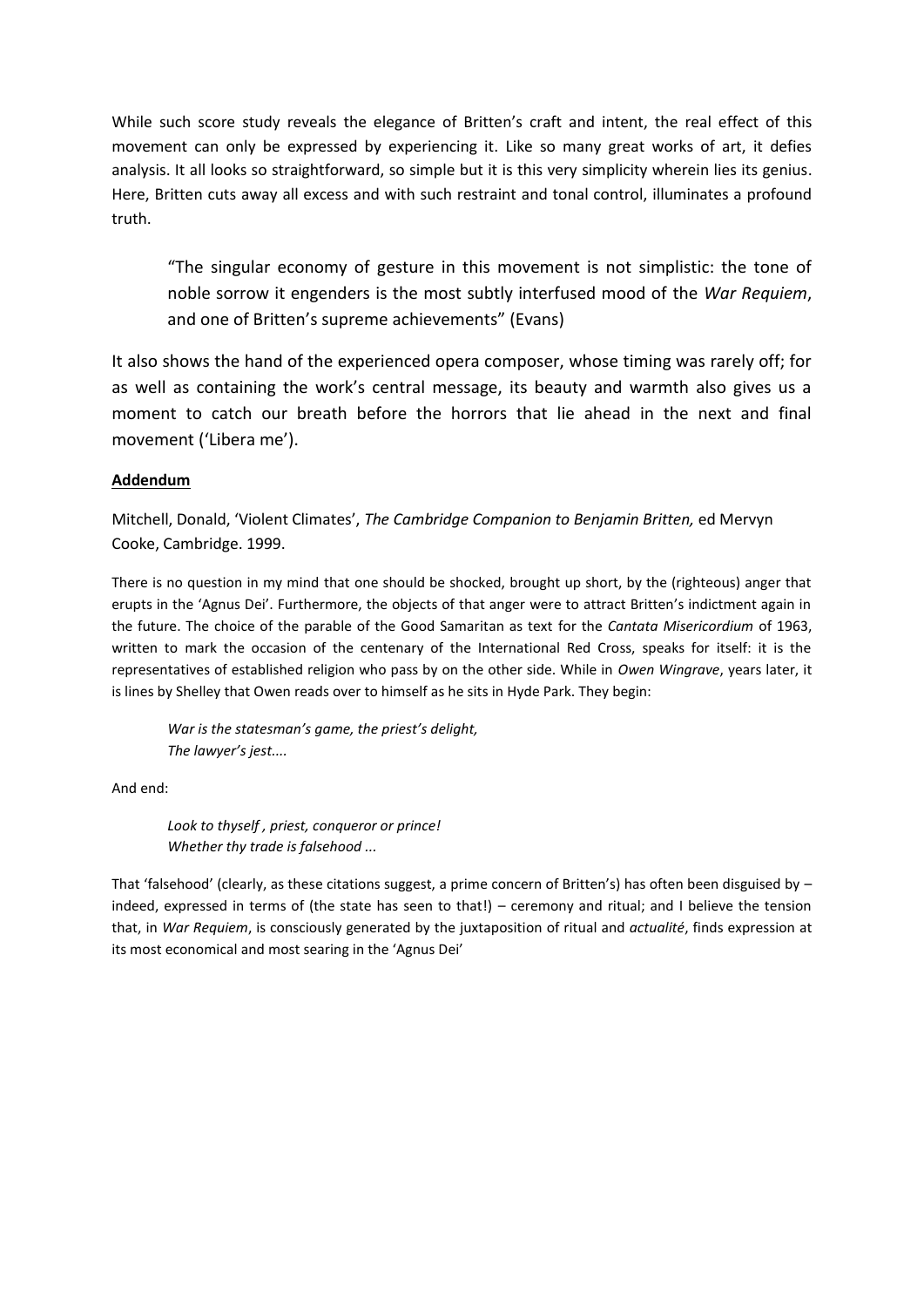While such score study reveals the elegance of Britten's craft and intent, the real effect of this movement can only be expressed by experiencing it. Like so many great works of art, it defies analysis. It all looks so straightforward, so simple but it is this very simplicity wherein lies its genius. Here, Britten cuts away all excess and with such restraint and tonal control, illuminates a profound truth.

> "The singular economy of gesture in this movement is not simplistic: the tone of noble sorrow it engenders is the most subtly interfused mood of the *War Requiem*, and one of Britten's supreme achievements" (Evans)

It also shows the hand of the experienced opera composer, whose timing was rarely off; for as well as containing the work's central message, its beauty and warmth also gives us a moment to catch our breath before the horrors that lie ahead in the next and final movement ('Libera me').

**<u>Addendum</u>**

Mitchell, Donald, 'Violent Climates', *The Cambridge Companion to Benjamin Britten,* ed Mervyn Cooke, Cambridge. 1999.

There is no question in my mind that one should be shocked, brought up short, by the (righteous) anger that erupts in the 'Agnus Dei'. Furthermore, the objects of that anger were to attract Britten's indictment again in the future. The choice of the parable of the Good Samaritan as text for the *Cantata Misericordium* of 1963, written to mark the occasion of the centenary of the International Red Cross, speaks for itself: it is the representatives of established religion who pass by on the other side. While in *Owen Wingrave*, years later, it is lines by Shelley that Owen reads over to himself as he sits in Hyde Park. They begin:

> *War is the statesman's game, the priest's delight,*
> *The lawyer's jest....*

And end:

> *Look to thyself , priest, conqueror or prince!*
> *Whether thy trade is falsehood ...*

That 'falsehood' (clearly, as these citations suggest, a prime concern of Britten's) has often been disguised by – indeed, expressed in terms of (the state has seen to that!) – ceremony and ritual; and I believe the tension that, in *War Requiem*, is consciously generated by the juxtaposition of ritual and *actualité*, finds expression at its most economical and most searing in the 'Agnus Dei'